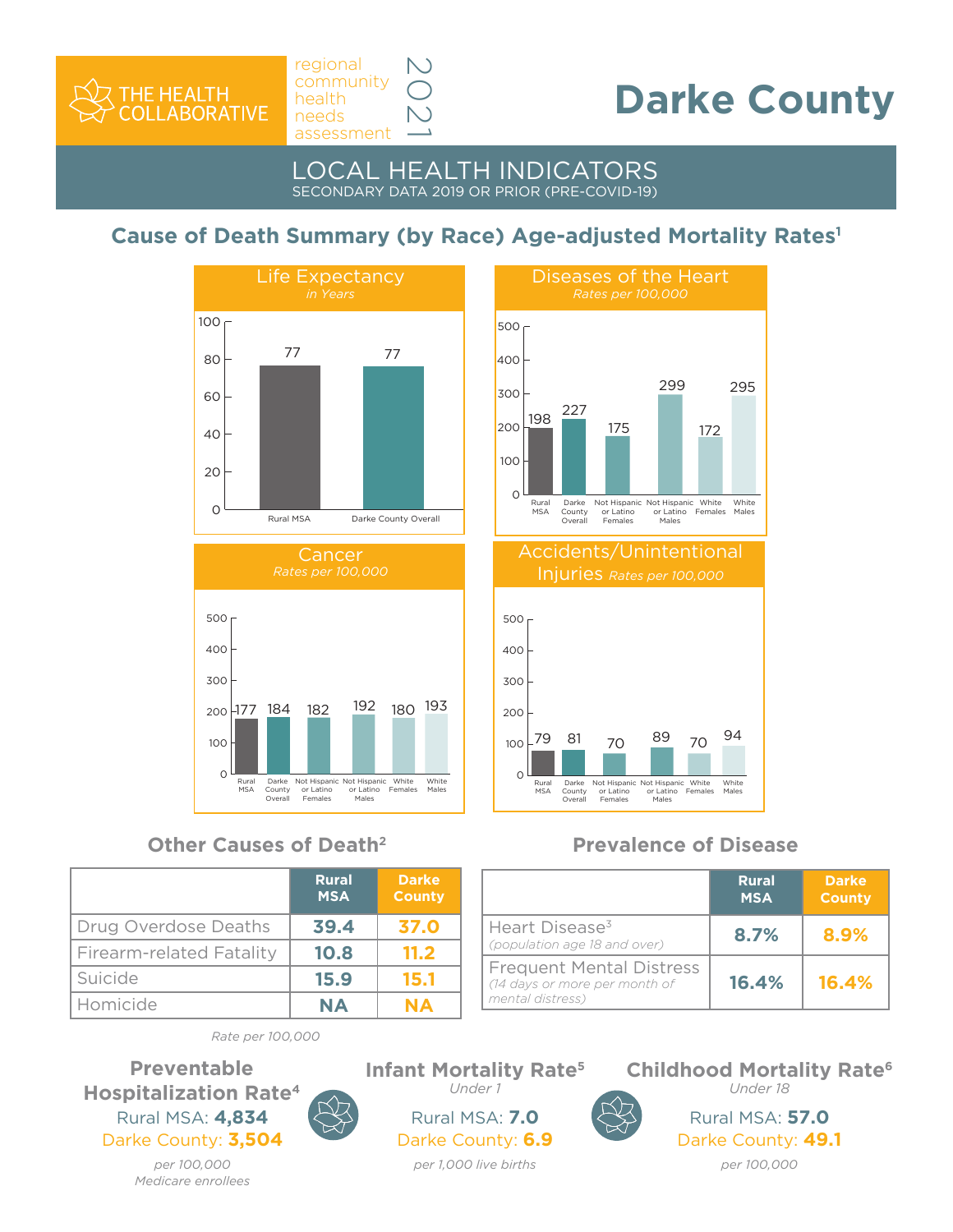THE HEALTH COLLABORATIVE

regional community health needs assessment 2021

# Darke County

## LOCAL HEALTH INDICATORS

SECONDARY DATA 2019 OR PRIOR (PRE-COVID-19)

## Cause of Death Summary (by Race) Age-adjusted Mortality Rates[1]

### Life Expectancy
*in Years*

| | Rural MSA | Darke County Overall |
|---|---|---|
| Life Expectancy | 77 | 77 |

### Diseases of the Heart
*Rates per 100,000*

| Rural MSA | Darke County Overall | Not Hispanic or Latino Females | Not Hispanic or Latino Males | White Females | White Males |
|---|---|---|---|---|---|
| 198 | 227 | 175 | 299 | 172 | 295 |

### Cancer
*Rates per 100,000*

| Rural MSA | Darke County Overall | Not Hispanic or Latino Females | Not Hispanic or Latino Males | White Females | White Males |
|---|---|---|---|---|---|
| 177 | 184 | 182 | 192 | 180 | 193 |

### Accidents/Unintentional Injuries
*Rates per 100,000*

| Rural MSA | Darke County Overall | Not Hispanic or Latino Females | Not Hispanic or Latino Males | White Females | White Males |
|---|---|---|---|---|---|
| 79 | 81 | 70 | 89 | 70 | 94 |

## Other Causes of Death[2]

| | Rural MSA | Darke County |
|---|---|---|
| Drug Overdose Deaths | 39.4 | 37.0 |
| Firearm-related Fatality | 10.8 | 11.2 |
| Suicide | 15.9 | 15.1 |
| Homicide | NA | NA |

*Rate per 100,000*

## Prevalence of Disease

| | Rural MSA | Darke County |
|---|---|---|
| Heart Disease[3] *(population age 18 and over)* | 8.7% | 8.9% |
| Frequent Mental Distress *(14 days or more per month of mental distress)* | 16.4% | 16.4% |

### Preventable Hospitalization Rate[4]

Rural MSA: **4,834**
Darke County: **3,504**

*per 100,000 Medicare enrollees*

### Infant Mortality Rate[5]

*Under 1*

Rural MSA: **7.0**
Darke County: **6.9**

*per 1,000 live births*

### Childhood Mortality Rate[6]

*Under 18*

Rural MSA: **57.0**
Darke County: **49.1**

*per 100,000*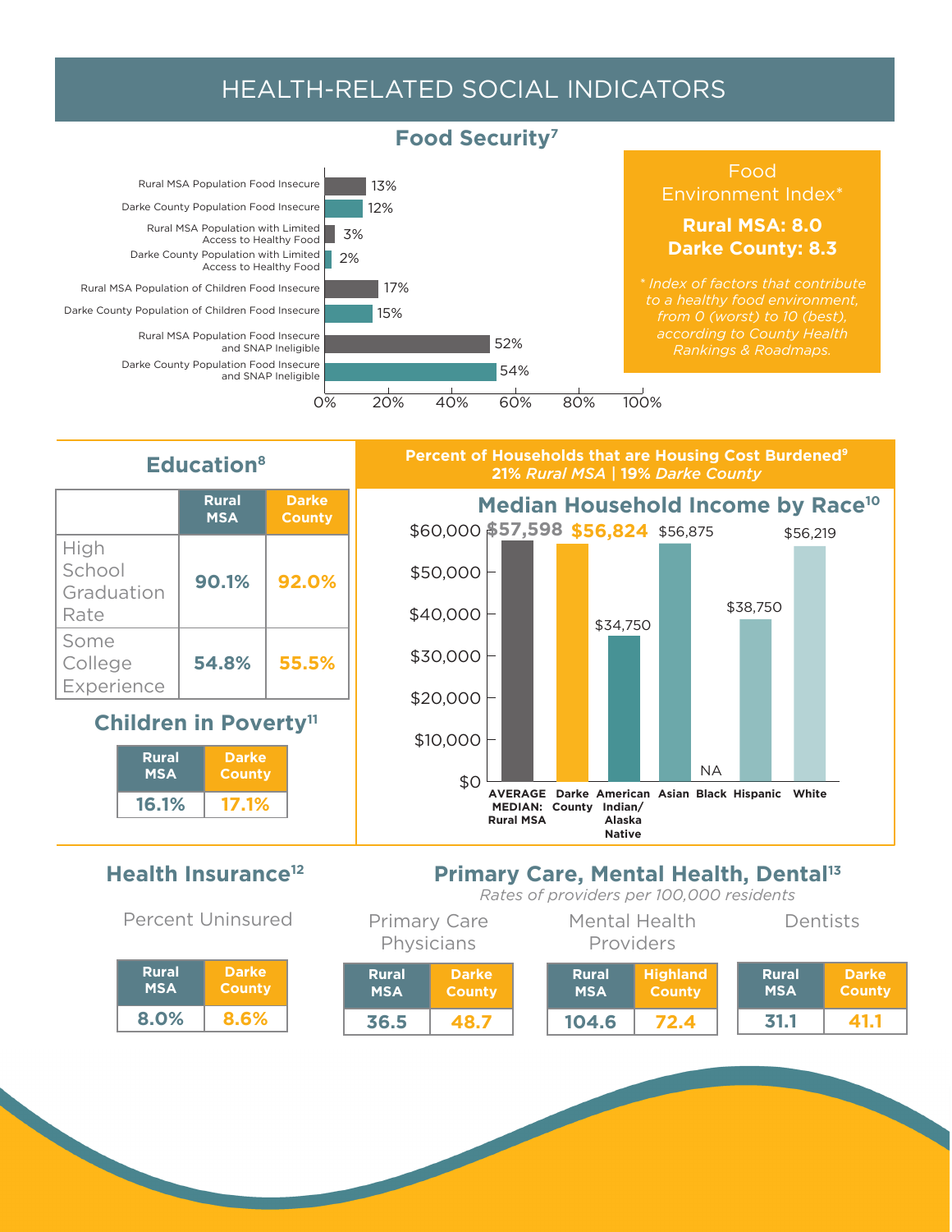# HEALTH-RELATED SOCIAL INDICATORS

## Food Security[7]

| Indicator | Percent |
| --- | --- |
| Rural MSA Population Food Insecure | 13% |
| Darke County Population Food Insecure | 12% |
| Rural MSA Population with Limited Access to Healthy Food | 3% |
| Darke County Population with Limited Access to Healthy Food | 2% |
| Rural MSA Population of Children Food Insecure | 17% |
| Darke County Population of Children Food Insecure | 15% |
| Rural MSA Population Food Insecure and SNAP Ineligible | 52% |
| Darke County Population Food Insecure and SNAP Ineligible | 54% |

### Food Environment Index*

**Rural MSA: 8.0**
**Darke County: 8.3**

*\* Index of factors that contribute to a healthy food environment, from 0 (worst) to 10 (best), according to County Health Rankings & Roadmaps.*

## Education[8]

| | Rural MSA | Darke County |
| --- | --- | --- |
| High School Graduation Rate | 90.1% | 92.0% |
| Some College Experience | 54.8% | 55.5% |

## Children in Poverty[11]

| Rural MSA | Darke County |
| --- | --- |
| 16.1% | 17.1% |

## Percent of Households that are Housing Cost Burdened[9]

**21%** *Rural MSA* | **19%** *Darke County*

## Median Household Income by Race[10]

| Group | Median Household Income |
| --- | --- |
| AVERAGE MEDIAN: Rural MSA | $57,598 |
| Darke County | $56,824 |
| American Indian/Alaska Native | $34,750 |
| Asian | $56,875 |
| Black | NA |
| Hispanic | $38,750 |
| White | $56,219 |

## Health Insurance[12]

Percent Uninsured

| Rural MSA | Darke County |
| --- | --- |
| 8.0% | 8.6% |

## Primary Care, Mental Health, Dental[13]

*Rates of providers per 100,000 residents*

Primary Care Physicians

| Rural MSA | Darke County |
| --- | --- |
| 36.5 | 48.7 |

Mental Health Providers

| Rural MSA | Highland County |
| --- | --- |
| 104.6 | 72.4 |

Dentists

| Rural MSA | Darke County |
| --- | --- |
| 31.1 | 41.1 |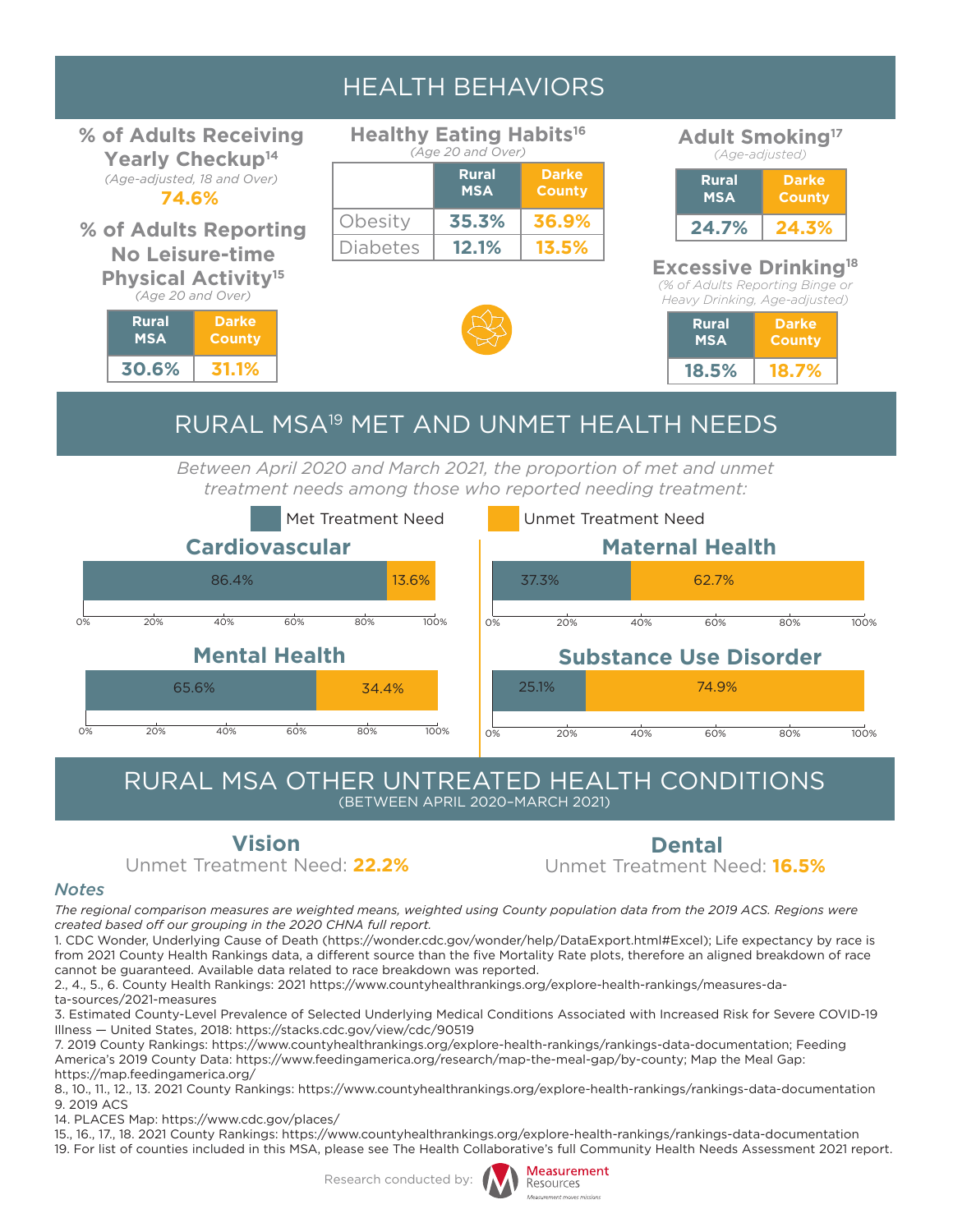# HEALTH BEHAVIORS

## % of Adults Receiving Yearly Checkup[14]

*(Age-adjusted, 18 and Over)*

**74.6%**

## % of Adults Reporting No Leisure-time Physical Activity[15]

*(Age 20 and Over)*

| Rural MSA | Darke County |
|---|---|
| 30.6% | 31.1% |

## Healthy Eating Habits[16]

*(Age 20 and Over)*

| | Rural MSA | Darke County |
|---|---|---|
| Obesity | 35.3% | 36.9% |
| Diabetes | 12.1% | 13.5% |

## Adult Smoking[17]

*(Age-adjusted)*

| Rural MSA | Darke County |
|---|---|
| 24.7% | 24.3% |

## Excessive Drinking[18]

*(% of Adults Reporting Binge or Heavy Drinking, Age-adjusted)*

| Rural MSA | Darke County |
|---|---|
| 18.5% | 18.7% |

# RURAL MSA[19] MET AND UNMET HEALTH NEEDS

*Between April 2020 and March 2021, the proportion of met and unmet treatment needs among those who reported needing treatment:*

| | Met Treatment Need | Unmet Treatment Need |
|---|---|---|
| Cardiovascular | 86.4% | 13.6% |
| Maternal Health | 37.3% | 62.7% |
| Mental Health | 65.6% | 34.4% |
| Substance Use Disorder | 25.1% | 74.9% |

# RURAL MSA OTHER UNTREATED HEALTH CONDITIONS

(BETWEEN APRIL 2020–MARCH 2021)

## Vision

Unmet Treatment Need: **22.2%**

## Dental

Unmet Treatment Need: **16.5%**

### *Notes*

*The regional comparison measures are weighted means, weighted using County population data from the 2019 ACS. Regions were created based off our grouping in the 2020 CHNA full report.*

1. CDC Wonder, Underlying Cause of Death (https://wonder.cdc.gov/wonder/help/DataExport.html#Excel); Life expectancy by race is from 2021 County Health Rankings data, a different source than the five Mortality Rate plots, therefore an aligned breakdown of race cannot be guaranteed. Available data related to race breakdown was reported.

2., 4., 5., 6. County Health Rankings: 2021 https://www.countyhealthrankings.org/explore-health-rankings/measures-data-sources/2021-measures

3. Estimated County-Level Prevalence of Selected Underlying Medical Conditions Associated with Increased Risk for Severe COVID-19 Illness — United States, 2018: https://stacks.cdc.gov/view/cdc/90519

7. 2019 County Rankings: https://www.countyhealthrankings.org/explore-health-rankings/rankings-data-documentation; Feeding America's 2019 County Data: https://www.feedingamerica.org/research/map-the-meal-gap/by-county; Map the Meal Gap: https://map.feedingamerica.org/

8., 10., 11., 12., 13. 2021 County Rankings: https://www.countyhealthrankings.org/explore-health-rankings/rankings-data-documentation

9. 2019 ACS

14. PLACES Map: https://www.cdc.gov/places/

15., 16., 17., 18. 2021 County Rankings: https://www.countyhealthrankings.org/explore-health-rankings/rankings-data-documentation

19. For list of counties included in this MSA, please see The Health Collaborative's full Community Health Needs Assessment 2021 report.

Research conducted by: Measurement Resources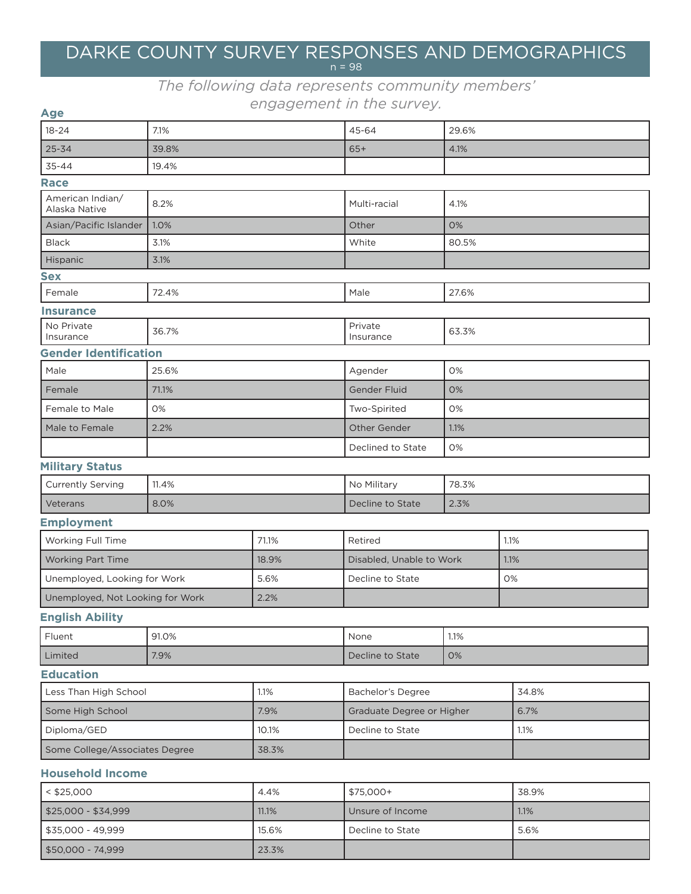# DARKE COUNTY SURVEY RESPONSES AND DEMOGRAPHICS

n = 98

*The following data represents community members' engagement in the survey.*

### Age

| | | | |
|---|---|---|---|
| 18-24 | 7.1% | 45-64 | 29.6% |
| 25-34 | 39.8% | 65+ | 4.1% |
| 35-44 | 19.4% | | |

### Race

| | | | |
|---|---|---|---|
| American Indian/ Alaska Native | 8.2% | Multi-racial | 4.1% |
| Asian/Pacific Islander | 1.0% | Other | 0% |
| Black | 3.1% | White | 80.5% |
| Hispanic | 3.1% | | |

### Sex

| | | | |
|---|---|---|---|
| Female | 72.4% | Male | 27.6% |

### Insurance

| | | | |
|---|---|---|---|
| No Private Insurance | 36.7% | Private Insurance | 63.3% |

### Gender Identification

| | | | |
|---|---|---|---|
| Male | 25.6% | Agender | 0% |
| Female | 71.1% | Gender Fluid | 0% |
| Female to Male | 0% | Two-Spirited | 0% |
| Male to Female | 2.2% | Other Gender | 1.1% |
| | | Declined to State | 0% |

### Military Status

| | | | |
|---|---|---|---|
| Currently Serving | 11.4% | No Military | 78.3% |
| Veterans | 8.0% | Decline to State | 2.3% |

### Employment

| | | | |
|---|---|---|---|
| Working Full Time | 71.1% | Retired | 1.1% |
| Working Part Time | 18.9% | Disabled, Unable to Work | 1.1% |
| Unemployed, Looking for Work | 5.6% | Decline to State | 0% |
| Unemployed, Not Looking for Work | 2.2% | | |

### English Ability

| | | | |
|---|---|---|---|
| Fluent | 91.0% | None | 1.1% |
| Limited | 7.9% | Decline to State | 0% |

### Education

| | | | |
|---|---|---|---|
| Less Than High School | 1.1% | Bachelor's Degree | 34.8% |
| Some High School | 7.9% | Graduate Degree or Higher | 6.7% |
| Diploma/GED | 10.1% | Decline to State | 1.1% |
| Some College/Associates Degree | 38.3% | | |

### Household Income

| | | | |
|---|---|---|---|
| < $25,000 | 4.4% | $75,000+ | 38.9% |
| $25,000 - $34,999 | 11.1% | Unsure of Income | 1.1% |
| $35,000 - 49,999 | 15.6% | Decline to State | 5.6% |
| $50,000 - 74,999 | 23.3% | | |